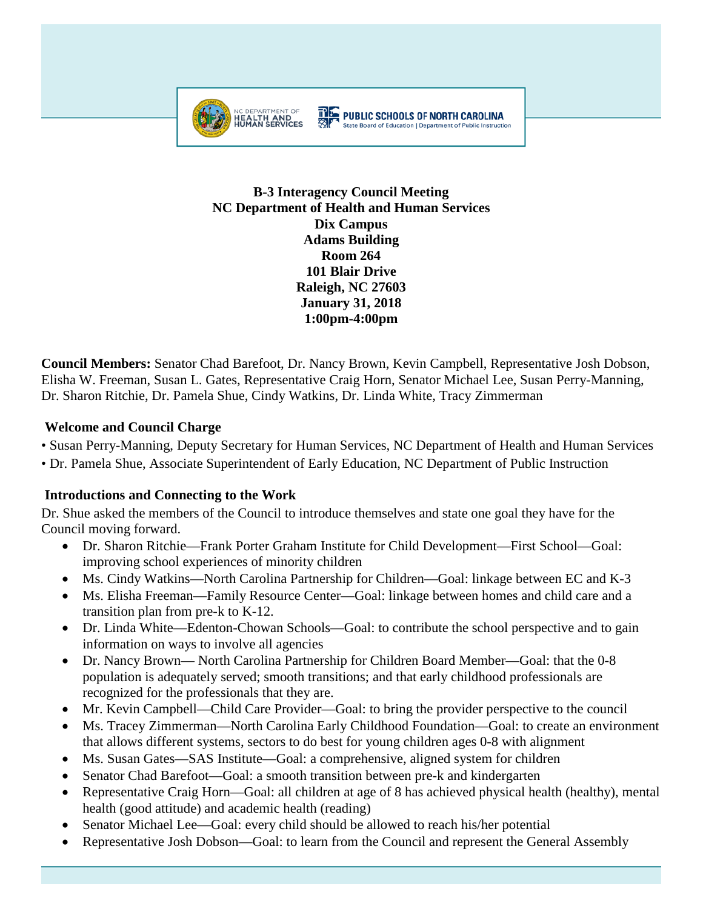NC DEPARTMENT OF HEALTH AND HUMAN SERVICES

PUBLIC SCHOOLS OF NORTH CAROLINA
State Board of Education | Department of Public Instruction

**B-3 Interagency Council Meeting**
**NC Department of Health and Human Services**
**Dix Campus**
**Adams Building**
**Room 264**
**101 Blair Drive**
**Raleigh, NC 27603**
**January 31, 2018**
**1:00pm-4:00pm**

**Council Members:** Senator Chad Barefoot, Dr. Nancy Brown, Kevin Campbell, Representative Josh Dobson, Elisha W. Freeman, Susan L. Gates, Representative Craig Horn, Senator Michael Lee, Susan Perry-Manning, Dr. Sharon Ritchie, Dr. Pamela Shue, Cindy Watkins, Dr. Linda White, Tracy Zimmerman

## Welcome and Council Charge

• Susan Perry-Manning, Deputy Secretary for Human Services, NC Department of Health and Human Services

• Dr. Pamela Shue, Associate Superintendent of Early Education, NC Department of Public Instruction

## Introductions and Connecting to the Work

Dr. Shue asked the members of the Council to introduce themselves and state one goal they have for the Council moving forward.

- Dr. Sharon Ritchie—Frank Porter Graham Institute for Child Development—First School—Goal: improving school experiences of minority children
- Ms. Cindy Watkins—North Carolina Partnership for Children—Goal: linkage between EC and K-3
- Ms. Elisha Freeman—Family Resource Center—Goal: linkage between homes and child care and a transition plan from pre-k to K-12.
- Dr. Linda White—Edenton-Chowan Schools—Goal: to contribute the school perspective and to gain information on ways to involve all agencies
- Dr. Nancy Brown— North Carolina Partnership for Children Board Member—Goal: that the 0-8 population is adequately served; smooth transitions; and that early childhood professionals are recognized for the professionals that they are.
- Mr. Kevin Campbell—Child Care Provider—Goal: to bring the provider perspective to the council
- Ms. Tracey Zimmerman—North Carolina Early Childhood Foundation—Goal: to create an environment that allows different systems, sectors to do best for young children ages 0-8 with alignment
- Ms. Susan Gates—SAS Institute—Goal: a comprehensive, aligned system for children
- Senator Chad Barefoot—Goal: a smooth transition between pre-k and kindergarten
- Representative Craig Horn—Goal: all children at age of 8 has achieved physical health (healthy), mental health (good attitude) and academic health (reading)
- Senator Michael Lee—Goal: every child should be allowed to reach his/her potential
- Representative Josh Dobson—Goal: to learn from the Council and represent the General Assembly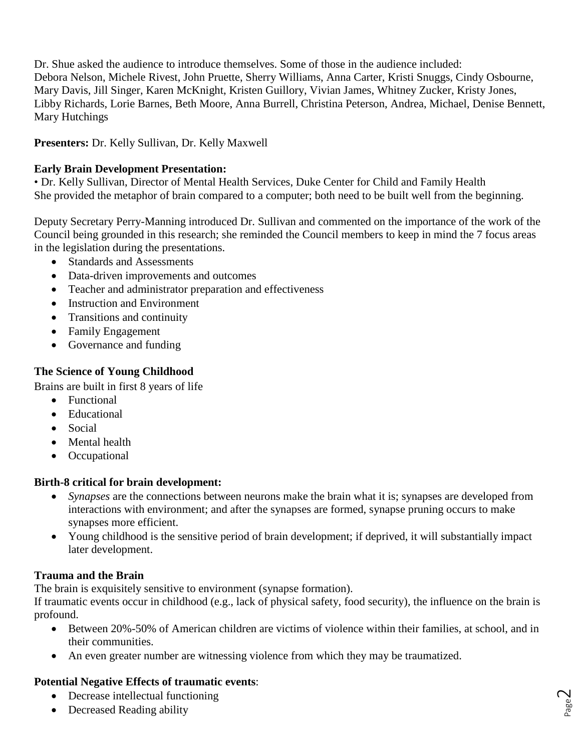Dr. Shue asked the audience to introduce themselves. Some of those in the audience included: Debora Nelson, Michele Rivest, John Pruette, Sherry Williams, Anna Carter, Kristi Snuggs, Cindy Osbourne, Mary Davis, Jill Singer, Karen McKnight, Kristen Guillory, Vivian James, Whitney Zucker, Kristy Jones, Libby Richards, Lorie Barnes, Beth Moore, Anna Burrell, Christina Peterson, Andrea, Michael, Denise Bennett, Mary Hutchings

**Presenters:** Dr. Kelly Sullivan, Dr. Kelly Maxwell

**Early Brain Development Presentation:**
• Dr. Kelly Sullivan, Director of Mental Health Services, Duke Center for Child and Family Health
She provided the metaphor of brain compared to a computer; both need to be built well from the beginning.

Deputy Secretary Perry-Manning introduced Dr. Sullivan and commented on the importance of the work of the Council being grounded in this research; she reminded the Council members to keep in mind the 7 focus areas in the legislation during the presentations.

- Standards and Assessments
- Data-driven improvements and outcomes
- Teacher and administrator preparation and effectiveness
- Instruction and Environment
- Transitions and continuity
- Family Engagement
- Governance and funding

**The Science of Young Childhood**

Brains are built in first 8 years of life

- Functional
- Educational
- Social
- Mental health
- Occupational

**Birth-8 critical for brain development:**

- *Synapses* are the connections between neurons make the brain what it is; synapses are developed from interactions with environment; and after the synapses are formed, synapse pruning occurs to make synapses more efficient.
- Young childhood is the sensitive period of brain development; if deprived, it will substantially impact later development.

**Trauma and the Brain**

The brain is exquisitely sensitive to environment (synapse formation).
If traumatic events occur in childhood (e.g., lack of physical safety, food security), the influence on the brain is profound.

- Between 20%-50% of American children are victims of violence within their families, at school, and in their communities.
- An even greater number are witnessing violence from which they may be traumatized.

**Potential Negative Effects of traumatic events**:

- Decrease intellectual functioning
- Decreased Reading ability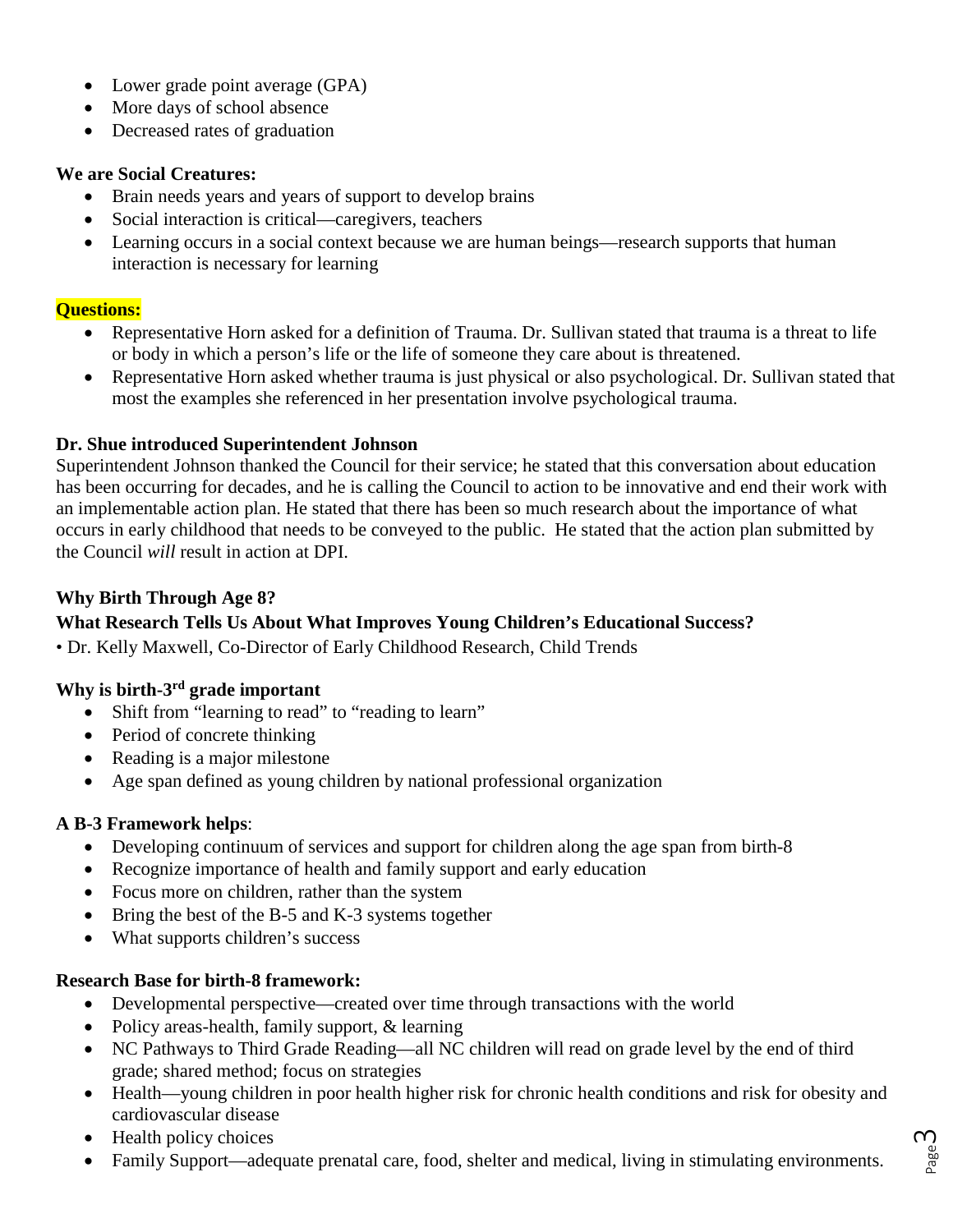- Lower grade point average (GPA)
- More days of school absence
- Decreased rates of graduation

**We are Social Creatures:**

- Brain needs years and years of support to develop brains
- Social interaction is critical—caregivers, teachers
- Learning occurs in a social context because we are human beings—research supports that human interaction is necessary for learning

**Questions:**

- Representative Horn asked for a definition of Trauma. Dr. Sullivan stated that trauma is a threat to life or body in which a person's life or the life of someone they care about is threatened.
- Representative Horn asked whether trauma is just physical or also psychological. Dr. Sullivan stated that most the examples she referenced in her presentation involve psychological trauma.

**Dr. Shue introduced Superintendent Johnson**

Superintendent Johnson thanked the Council for their service; he stated that this conversation about education has been occurring for decades, and he is calling the Council to action to be innovative and end their work with an implementable action plan. He stated that there has been so much research about the importance of what occurs in early childhood that needs to be conveyed to the public. He stated that the action plan submitted by the Council *will* result in action at DPI.

**Why Birth Through Age 8?**

**What Research Tells Us About What Improves Young Children's Educational Success?**

• Dr. Kelly Maxwell, Co-Director of Early Childhood Research, Child Trends

**Why is birth-3rd grade important**

- Shift from "learning to read" to "reading to learn"
- Period of concrete thinking
- Reading is a major milestone
- Age span defined as young children by national professional organization

**A B-3 Framework helps**:

- Developing continuum of services and support for children along the age span from birth-8
- Recognize importance of health and family support and early education
- Focus more on children, rather than the system
- Bring the best of the B-5 and K-3 systems together
- What supports children's success

**Research Base for birth-8 framework:**

- Developmental perspective—created over time through transactions with the world
- Policy areas-health, family support, & learning
- NC Pathways to Third Grade Reading—all NC children will read on grade level by the end of third grade; shared method; focus on strategies
- Health—young children in poor health higher risk for chronic health conditions and risk for obesity and cardiovascular disease
- Health policy choices
- Family Support—adequate prenatal care, food, shelter and medical, living in stimulating environments.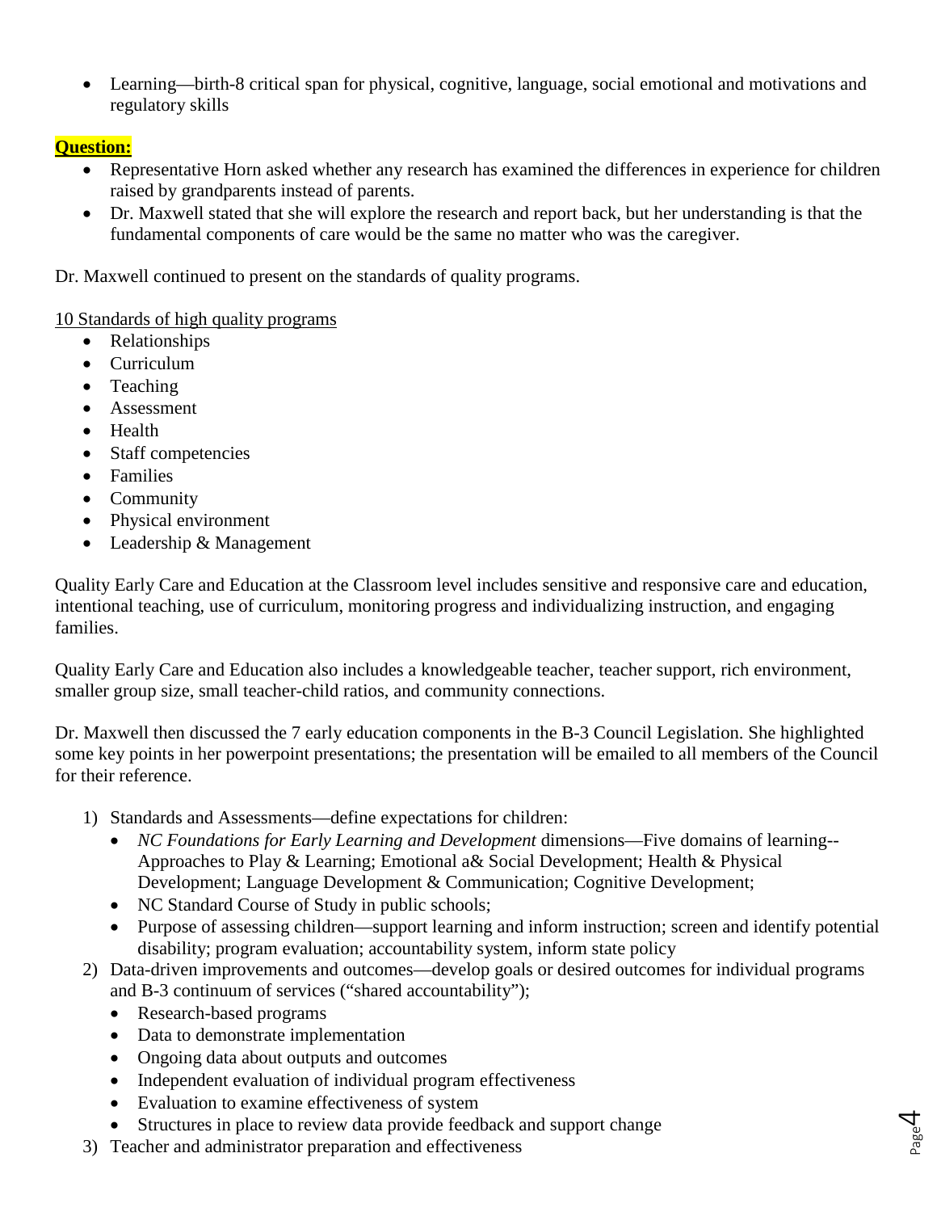- Learning—birth-8 critical span for physical, cognitive, language, social emotional and motivations and regulatory skills

**Question:**

- Representative Horn asked whether any research has examined the differences in experience for children raised by grandparents instead of parents.
- Dr. Maxwell stated that she will explore the research and report back, but her understanding is that the fundamental components of care would be the same no matter who was the caregiver.

Dr. Maxwell continued to present on the standards of quality programs.

<u>10 Standards of high quality programs</u>

- Relationships
- Curriculum
- Teaching
- Assessment
- Health
- Staff competencies
- Families
- Community
- Physical environment
- Leadership & Management

Quality Early Care and Education at the Classroom level includes sensitive and responsive care and education, intentional teaching, use of curriculum, monitoring progress and individualizing instruction, and engaging families.

Quality Early Care and Education also includes a knowledgeable teacher, teacher support, rich environment, smaller group size, small teacher-child ratios, and community connections.

Dr. Maxwell then discussed the 7 early education components in the B-3 Council Legislation. She highlighted some key points in her powerpoint presentations; the presentation will be emailed to all members of the Council for their reference.

1) Standards and Assessments—define expectations for children:
   - *NC Foundations for Early Learning and Development* dimensions—Five domains of learning--Approaches to Play & Learning; Emotional a& Social Development; Health & Physical Development; Language Development & Communication; Cognitive Development;
   - NC Standard Course of Study in public schools;
   - Purpose of assessing children—support learning and inform instruction; screen and identify potential disability; program evaluation; accountability system, inform state policy
2) Data-driven improvements and outcomes—develop goals or desired outcomes for individual programs and B-3 continuum of services ("shared accountability");
   - Research-based programs
   - Data to demonstrate implementation
   - Ongoing data about outputs and outcomes
   - Independent evaluation of individual program effectiveness
   - Evaluation to examine effectiveness of system
   - Structures in place to review data provide feedback and support change
3) Teacher and administrator preparation and effectiveness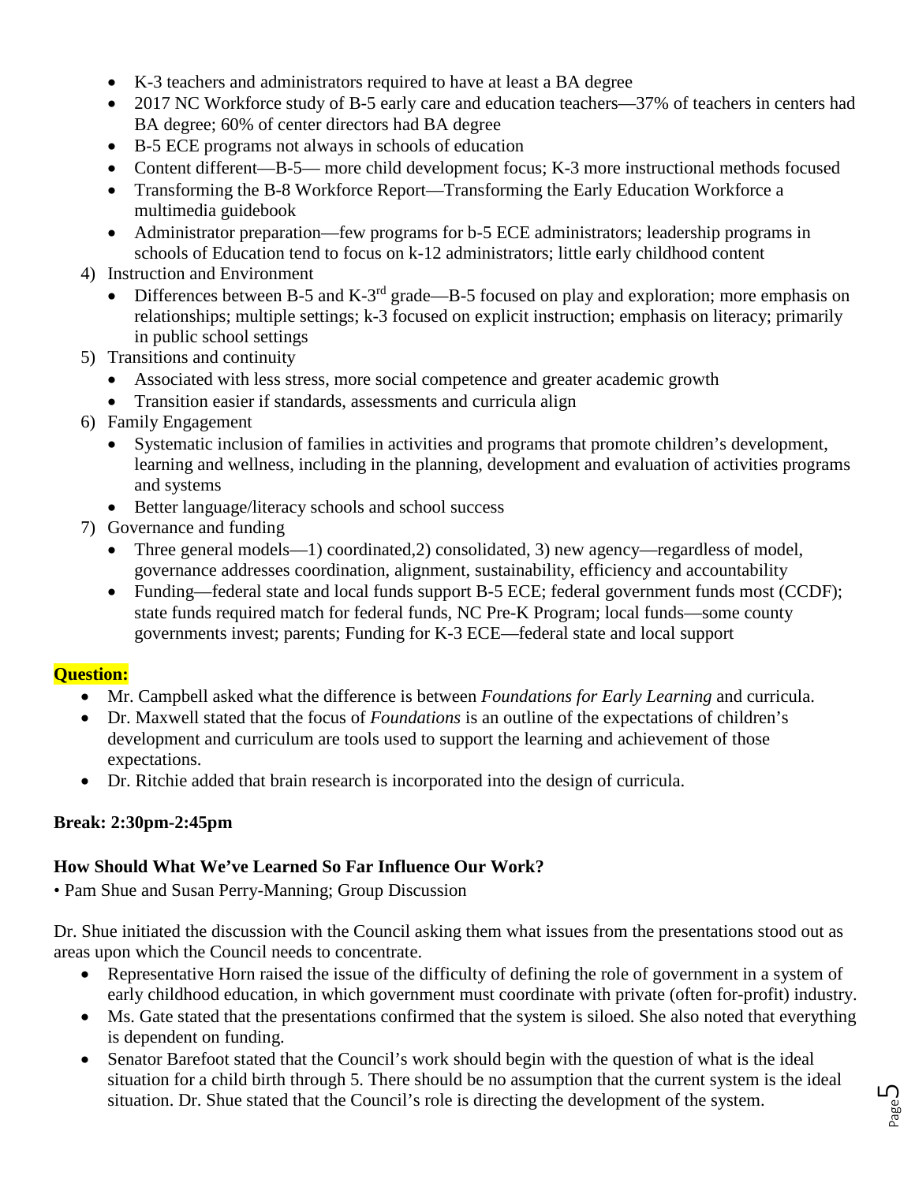- K-3 teachers and administrators required to have at least a BA degree
- 2017 NC Workforce study of B-5 early care and education teachers—37% of teachers in centers had BA degree; 60% of center directors had BA degree
- B-5 ECE programs not always in schools of education
- Content different—B-5— more child development focus; K-3 more instructional methods focused
- Transforming the B-8 Workforce Report—Transforming the Early Education Workforce a multimedia guidebook
- Administrator preparation—few programs for b-5 ECE administrators; leadership programs in schools of Education tend to focus on k-12 administrators; little early childhood content

4) Instruction and Environment
   - Differences between B-5 and K-3rd grade—B-5 focused on play and exploration; more emphasis on relationships; multiple settings; k-3 focused on explicit instruction; emphasis on literacy; primarily in public school settings
5) Transitions and continuity
   - Associated with less stress, more social competence and greater academic growth
   - Transition easier if standards, assessments and curricula align
6) Family Engagement
   - Systematic inclusion of families in activities and programs that promote children's development, learning and wellness, including in the planning, development and evaluation of activities programs and systems
   - Better language/literacy schools and school success
7) Governance and funding
   - Three general models—1) coordinated,2) consolidated, 3) new agency—regardless of model, governance addresses coordination, alignment, sustainability, efficiency and accountability
   - Funding—federal state and local funds support B-5 ECE; federal government funds most (CCDF); state funds required match for federal funds, NC Pre-K Program; local funds—some county governments invest; parents; Funding for K-3 ECE—federal state and local support

**Question:**

- Mr. Campbell asked what the difference is between *Foundations for Early Learning* and curricula.
- Dr. Maxwell stated that the focus of *Foundations* is an outline of the expectations of children's development and curriculum are tools used to support the learning and achievement of those expectations.
- Dr. Ritchie added that brain research is incorporated into the design of curricula.

**Break: 2:30pm-2:45pm**

**How Should What We've Learned So Far Influence Our Work?**

• Pam Shue and Susan Perry-Manning; Group Discussion

Dr. Shue initiated the discussion with the Council asking them what issues from the presentations stood out as areas upon which the Council needs to concentrate.

- Representative Horn raised the issue of the difficulty of defining the role of government in a system of early childhood education, in which government must coordinate with private (often for-profit) industry.
- Ms. Gate stated that the presentations confirmed that the system is siloed. She also noted that everything is dependent on funding.
- Senator Barefoot stated that the Council's work should begin with the question of what is the ideal situation for a child birth through 5. There should be no assumption that the current system is the ideal situation. Dr. Shue stated that the Council's role is directing the development of the system.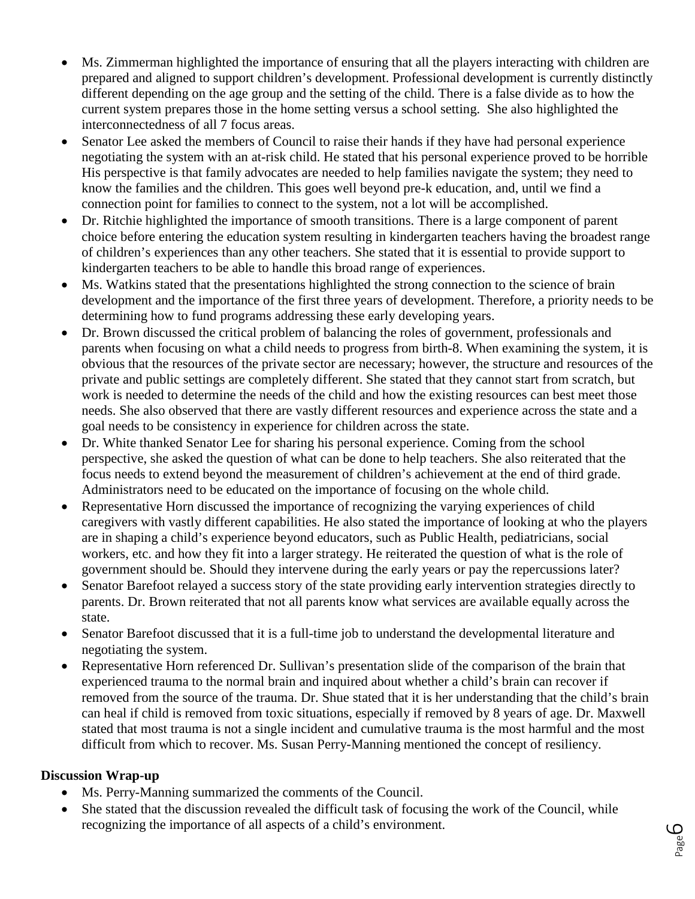- Ms. Zimmerman highlighted the importance of ensuring that all the players interacting with children are prepared and aligned to support children's development. Professional development is currently distinctly different depending on the age group and the setting of the child. There is a false divide as to how the current system prepares those in the home setting versus a school setting. She also highlighted the interconnectedness of all 7 focus areas.
- Senator Lee asked the members of Council to raise their hands if they have had personal experience negotiating the system with an at-risk child. He stated that his personal experience proved to be horrible His perspective is that family advocates are needed to help families navigate the system; they need to know the families and the children. This goes well beyond pre-k education, and, until we find a connection point for families to connect to the system, not a lot will be accomplished.
- Dr. Ritchie highlighted the importance of smooth transitions. There is a large component of parent choice before entering the education system resulting in kindergarten teachers having the broadest range of children's experiences than any other teachers. She stated that it is essential to provide support to kindergarten teachers to be able to handle this broad range of experiences.
- Ms. Watkins stated that the presentations highlighted the strong connection to the science of brain development and the importance of the first three years of development. Therefore, a priority needs to be determining how to fund programs addressing these early developing years.
- Dr. Brown discussed the critical problem of balancing the roles of government, professionals and parents when focusing on what a child needs to progress from birth-8. When examining the system, it is obvious that the resources of the private sector are necessary; however, the structure and resources of the private and public settings are completely different. She stated that they cannot start from scratch, but work is needed to determine the needs of the child and how the existing resources can best meet those needs. She also observed that there are vastly different resources and experience across the state and a goal needs to be consistency in experience for children across the state.
- Dr. White thanked Senator Lee for sharing his personal experience. Coming from the school perspective, she asked the question of what can be done to help teachers. She also reiterated that the focus needs to extend beyond the measurement of children's achievement at the end of third grade. Administrators need to be educated on the importance of focusing on the whole child.
- Representative Horn discussed the importance of recognizing the varying experiences of child caregivers with vastly different capabilities. He also stated the importance of looking at who the players are in shaping a child's experience beyond educators, such as Public Health, pediatricians, social workers, etc. and how they fit into a larger strategy. He reiterated the question of what is the role of government should be. Should they intervene during the early years or pay the repercussions later?
- Senator Barefoot relayed a success story of the state providing early intervention strategies directly to parents. Dr. Brown reiterated that not all parents know what services are available equally across the state.
- Senator Barefoot discussed that it is a full-time job to understand the developmental literature and negotiating the system.
- Representative Horn referenced Dr. Sullivan's presentation slide of the comparison of the brain that experienced trauma to the normal brain and inquired about whether a child's brain can recover if removed from the source of the trauma. Dr. Shue stated that it is her understanding that the child's brain can heal if child is removed from toxic situations, especially if removed by 8 years of age. Dr. Maxwell stated that most trauma is not a single incident and cumulative trauma is the most harmful and the most difficult from which to recover. Ms. Susan Perry-Manning mentioned the concept of resiliency.

**Discussion Wrap-up**

- Ms. Perry-Manning summarized the comments of the Council.
- She stated that the discussion revealed the difficult task of focusing the work of the Council, while recognizing the importance of all aspects of a child's environment.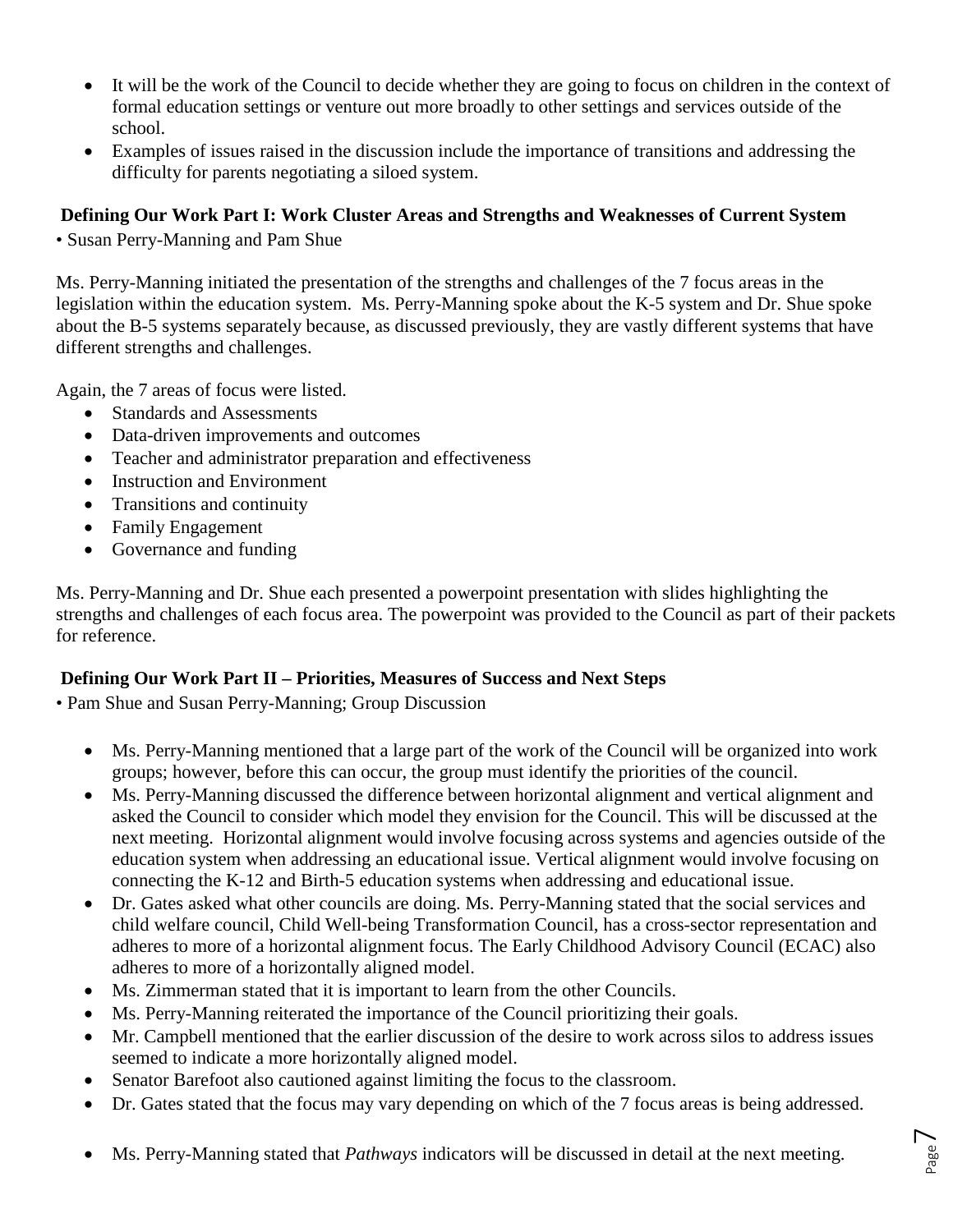- It will be the work of the Council to decide whether they are going to focus on children in the context of formal education settings or venture out more broadly to other settings and services outside of the school.
- Examples of issues raised in the discussion include the importance of transitions and addressing the difficulty for parents negotiating a siloed system.

**Defining Our Work Part I: Work Cluster Areas and Strengths and Weaknesses of Current System**

• Susan Perry-Manning and Pam Shue

Ms. Perry-Manning initiated the presentation of the strengths and challenges of the 7 focus areas in the legislation within the education system. Ms. Perry-Manning spoke about the K-5 system and Dr. Shue spoke about the B-5 systems separately because, as discussed previously, they are vastly different systems that have different strengths and challenges.

Again, the 7 areas of focus were listed.

- Standards and Assessments
- Data-driven improvements and outcomes
- Teacher and administrator preparation and effectiveness
- Instruction and Environment
- Transitions and continuity
- Family Engagement
- Governance and funding

Ms. Perry-Manning and Dr. Shue each presented a powerpoint presentation with slides highlighting the strengths and challenges of each focus area. The powerpoint was provided to the Council as part of their packets for reference.

**Defining Our Work Part II – Priorities, Measures of Success and Next Steps**

• Pam Shue and Susan Perry-Manning; Group Discussion

- Ms. Perry-Manning mentioned that a large part of the work of the Council will be organized into work groups; however, before this can occur, the group must identify the priorities of the council.
- Ms. Perry-Manning discussed the difference between horizontal alignment and vertical alignment and asked the Council to consider which model they envision for the Council. This will be discussed at the next meeting. Horizontal alignment would involve focusing across systems and agencies outside of the education system when addressing an educational issue. Vertical alignment would involve focusing on connecting the K-12 and Birth-5 education systems when addressing and educational issue.
- Dr. Gates asked what other councils are doing. Ms. Perry-Manning stated that the social services and child welfare council, Child Well-being Transformation Council, has a cross-sector representation and adheres to more of a horizontal alignment focus. The Early Childhood Advisory Council (ECAC) also adheres to more of a horizontally aligned model.
- Ms. Zimmerman stated that it is important to learn from the other Councils.
- Ms. Perry-Manning reiterated the importance of the Council prioritizing their goals.
- Mr. Campbell mentioned that the earlier discussion of the desire to work across silos to address issues seemed to indicate a more horizontally aligned model.
- Senator Barefoot also cautioned against limiting the focus to the classroom.
- Dr. Gates stated that the focus may vary depending on which of the 7 focus areas is being addressed.
- Ms. Perry-Manning stated that *Pathways* indicators will be discussed in detail at the next meeting.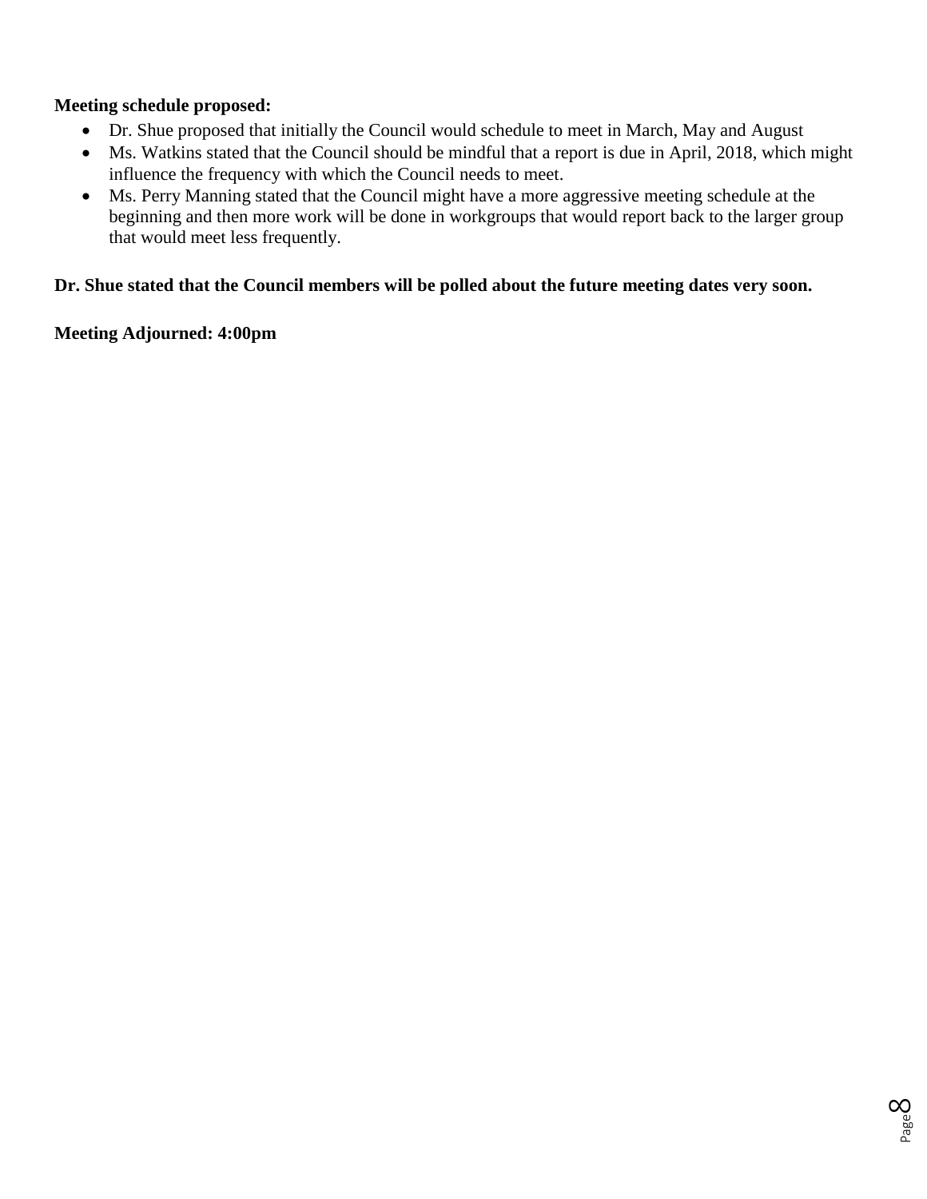**Meeting schedule proposed:**

- Dr. Shue proposed that initially the Council would schedule to meet in March, May and August
- Ms. Watkins stated that the Council should be mindful that a report is due in April, 2018, which might influence the frequency with which the Council needs to meet.
- Ms. Perry Manning stated that the Council might have a more aggressive meeting schedule at the beginning and then more work will be done in workgroups that would report back to the larger group that would meet less frequently.

**Dr. Shue stated that the Council members will be polled about the future meeting dates very soon.**

**Meeting Adjourned: 4:00pm**